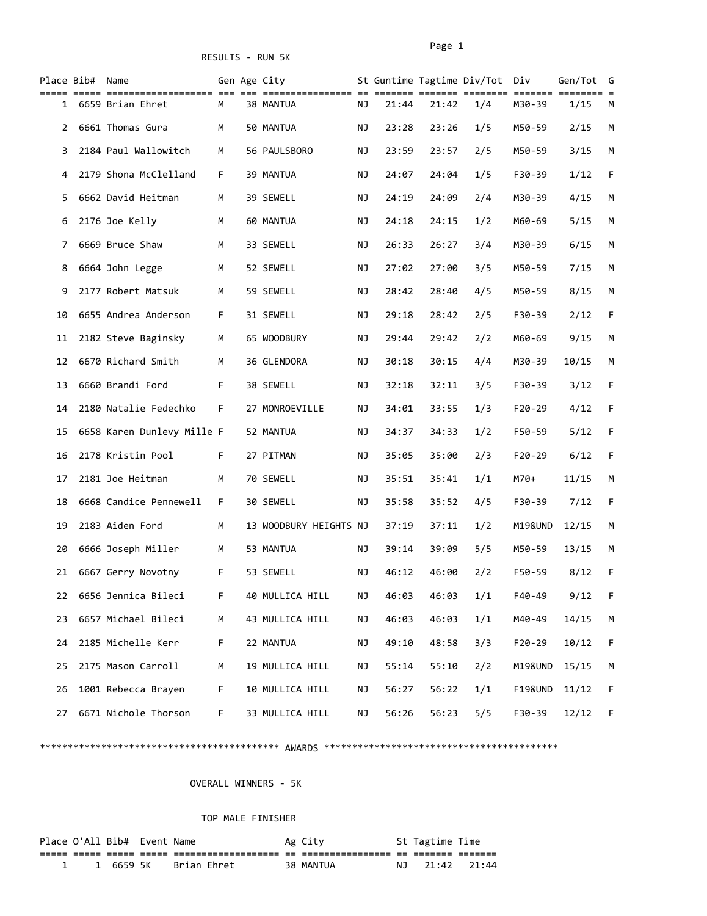RESULTS - RUN 5K

| Place | Bib# | Name | Gen | Age | City | St | Guntime | Tagtime | Div/Tot | Div | Gen/Tot | G |
|---|---|---|---|---|---|---|---|---|---|---|---|---|
| 1 | 6659 | Brian Ehret | M | 38 | MANTUA | NJ | 21:44 | 21:42 | 1/4 | M30-39 | 1/15 | M |
| 2 | 6661 | Thomas Gura | M | 50 | MANTUA | NJ | 23:28 | 23:26 | 1/5 | M50-59 | 2/15 | M |
| 3 | 2184 | Paul Wallowitch | M | 56 | PAULSBORO | NJ | 23:59 | 23:57 | 2/5 | M50-59 | 3/15 | M |
| 4 | 2179 | Shona McClelland | F | 39 | MANTUA | NJ | 24:07 | 24:04 | 1/5 | F30-39 | 1/12 | F |
| 5 | 6662 | David Heitman | M | 39 | SEWELL | NJ | 24:19 | 24:09 | 2/4 | M30-39 | 4/15 | M |
| 6 | 2176 | Joe Kelly | M | 60 | MANTUA | NJ | 24:18 | 24:15 | 1/2 | M60-69 | 5/15 | M |
| 7 | 6669 | Bruce Shaw | M | 33 | SEWELL | NJ | 26:33 | 26:27 | 3/4 | M30-39 | 6/15 | M |
| 8 | 6664 | John Legge | M | 52 | SEWELL | NJ | 27:02 | 27:00 | 3/5 | M50-59 | 7/15 | M |
| 9 | 2177 | Robert Matsuk | M | 59 | SEWELL | NJ | 28:42 | 28:40 | 4/5 | M50-59 | 8/15 | M |
| 10 | 6655 | Andrea Anderson | F | 31 | SEWELL | NJ | 29:18 | 28:42 | 2/5 | F30-39 | 2/12 | F |
| 11 | 2182 | Steve Baginsky | M | 65 | WOODBURY | NJ | 29:44 | 29:42 | 2/2 | M60-69 | 9/15 | M |
| 12 | 6670 | Richard Smith | M | 36 | GLENDORA | NJ | 30:18 | 30:15 | 4/4 | M30-39 | 10/15 | M |
| 13 | 6660 | Brandi Ford | F | 38 | SEWELL | NJ | 32:18 | 32:11 | 3/5 | F30-39 | 3/12 | F |
| 14 | 2180 | Natalie Fedechko | F | 27 | MONROEVILLE | NJ | 34:01 | 33:55 | 1/3 | F20-29 | 4/12 | F |
| 15 | 6658 | Karen Dunlevy Mille | F | 52 | MANTUA | NJ | 34:37 | 34:33 | 1/2 | F50-59 | 5/12 | F |
| 16 | 2178 | Kristin Pool | F | 27 | PITMAN | NJ | 35:05 | 35:00 | 2/3 | F20-29 | 6/12 | F |
| 17 | 2181 | Joe Heitman | M | 70 | SEWELL | NJ | 35:51 | 35:41 | 1/1 | M70+ | 11/15 | M |
| 18 | 6668 | Candice Pennewell | F | 30 | SEWELL | NJ | 35:58 | 35:52 | 4/5 | F30-39 | 7/12 | F |
| 19 | 2183 | Aiden Ford | M | 13 | WOODBURY HEIGHTS | NJ | 37:19 | 37:11 | 1/2 | M19&UND | 12/15 | M |
| 20 | 6666 | Joseph Miller | M | 53 | MANTUA | NJ | 39:14 | 39:09 | 5/5 | M50-59 | 13/15 | M |
| 21 | 6667 | Gerry Novotny | F | 53 | SEWELL | NJ | 46:12 | 46:00 | 2/2 | F50-59 | 8/12 | F |
| 22 | 6656 | Jennica Bileci | F | 40 | MULLICA HILL | NJ | 46:03 | 46:03 | 1/1 | F40-49 | 9/12 | F |
| 23 | 6657 | Michael Bileci | M | 43 | MULLICA HILL | NJ | 46:03 | 46:03 | 1/1 | M40-49 | 14/15 | M |
| 24 | 2185 | Michelle Kerr | F | 22 | MANTUA | NJ | 49:10 | 48:58 | 3/3 | F20-29 | 10/12 | F |
| 25 | 2175 | Mason Carroll | M | 19 | MULLICA HILL | NJ | 55:14 | 55:10 | 2/2 | M19&UND | 15/15 | M |
| 26 | 1001 | Rebecca Brayen | F | 10 | MULLICA HILL | NJ | 56:27 | 56:22 | 1/1 | F19&UND | 11/12 | F |
| 27 | 6671 | Nichole Thorson | F | 33 | MULLICA HILL | NJ | 56:26 | 56:23 | 5/5 | F30-39 | 12/12 | F |

******************************************* AWARDS *****************************************

OVERALL WINNERS - 5K

TOP MALE FINISHER

| Place | O'All | Bib# | Event | Name | Ag | City | St | Tagtime | Time |
|---|---|---|---|---|---|---|---|---|---|
| 1 | 1 | 6659 | 5K | Brian Ehret | 38 | MANTUA | NJ | 21:42 | 21:44 |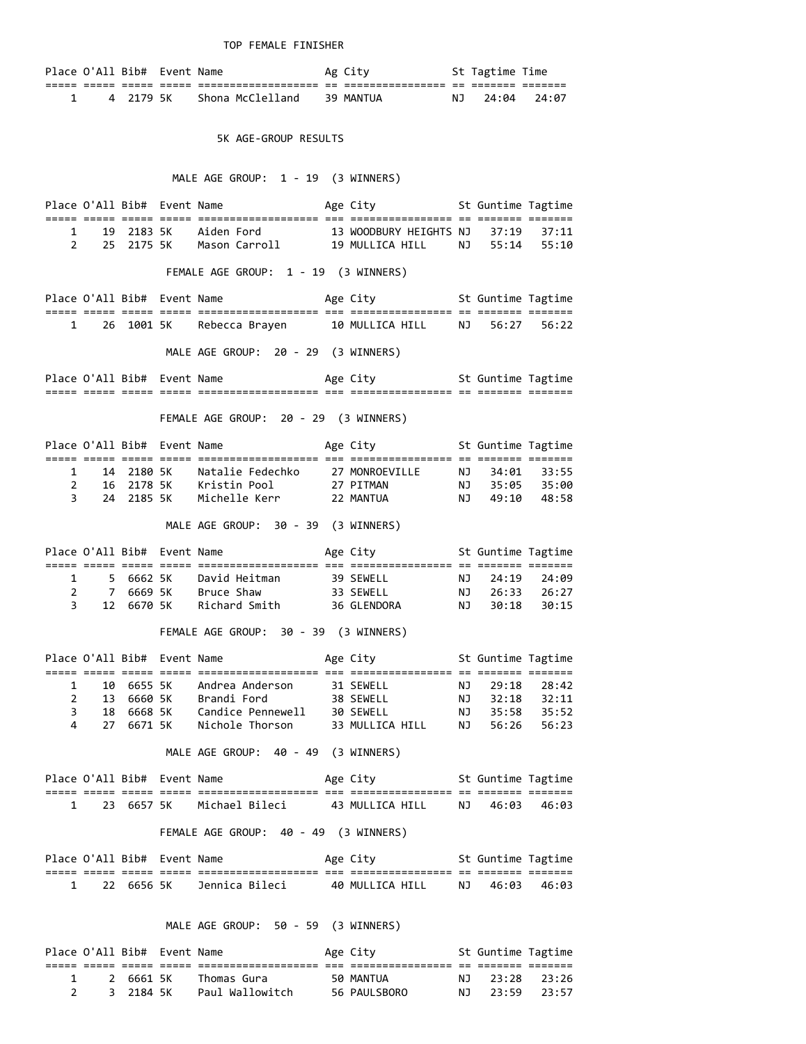### TOP FEMALE FINISHER

| Place | O'All | Bib# | Event | Name | Ag | City | St | Tagtime | Time |
|---|---|---|---|---|---|---|---|---|---|
| 1 | 4 | 2179 | 5K | Shona McClelland | 39 | MANTUA | NJ | 24:04 | 24:07 |

## 5K AGE-GROUP RESULTS

### MALE AGE GROUP: 1 - 19 (3 WINNERS)

| Place | O'All | Bib# | Event | Name | Age | City | St | Guntime | Tagtime |
|---|---|---|---|---|---|---|---|---|---|
| 1 | 19 | 2183 | 5K | Aiden Ford | 13 | WOODBURY HEIGHTS | NJ | 37:19 | 37:11 |
| 2 | 25 | 2175 | 5K | Mason Carroll | 19 | MULLICA HILL | NJ | 55:14 | 55:10 |

### FEMALE AGE GROUP: 1 - 19 (3 WINNERS)

| Place | O'All | Bib# | Event | Name | Age | City | St | Guntime | Tagtime |
|---|---|---|---|---|---|---|---|---|---|
| 1 | 26 | 1001 | 5K | Rebecca Brayen | 10 | MULLICA HILL | NJ | 56:27 | 56:22 |

### MALE AGE GROUP: 20 - 29 (3 WINNERS)

| Place | O'All | Bib# | Event | Name | Age | City | St | Guntime | Tagtime |
|---|---|---|---|---|---|---|---|---|---|

### FEMALE AGE GROUP: 20 - 29 (3 WINNERS)

| Place | O'All | Bib# | Event | Name | Age | City | St | Guntime | Tagtime |
|---|---|---|---|---|---|---|---|---|---|
| 1 | 14 | 2180 | 5K | Natalie Fedechko | 27 | MONROEVILLE | NJ | 34:01 | 33:55 |
| 2 | 16 | 2178 | 5K | Kristin Pool | 27 | PITMAN | NJ | 35:05 | 35:00 |
| 3 | 24 | 2185 | 5K | Michelle Kerr | 22 | MANTUA | NJ | 49:10 | 48:58 |

### MALE AGE GROUP: 30 - 39 (3 WINNERS)

| Place | O'All | Bib# | Event | Name | Age | City | St | Guntime | Tagtime |
|---|---|---|---|---|---|---|---|---|---|
| 1 | 5 | 6662 | 5K | David Heitman | 39 | SEWELL | NJ | 24:19 | 24:09 |
| 2 | 7 | 6669 | 5K | Bruce Shaw | 33 | SEWELL | NJ | 26:33 | 26:27 |
| 3 | 12 | 6670 | 5K | Richard Smith | 36 | GLENDORA | NJ | 30:18 | 30:15 |

### FEMALE AGE GROUP: 30 - 39 (3 WINNERS)

| Place | O'All | Bib# | Event | Name | Age | City | St | Guntime | Tagtime |
|---|---|---|---|---|---|---|---|---|---|
| 1 | 10 | 6655 | 5K | Andrea Anderson | 31 | SEWELL | NJ | 29:18 | 28:42 |
| 2 | 13 | 6660 | 5K | Brandi Ford | 38 | SEWELL | NJ | 32:18 | 32:11 |
| 3 | 18 | 6668 | 5K | Candice Pennewell | 30 | SEWELL | NJ | 35:58 | 35:52 |
| 4 | 27 | 6671 | 5K | Nichole Thorson | 33 | MULLICA HILL | NJ | 56:26 | 56:23 |

### MALE AGE GROUP: 40 - 49 (3 WINNERS)

| Place | O'All | Bib# | Event | Name | Age | City | St | Guntime | Tagtime |
|---|---|---|---|---|---|---|---|---|---|
| 1 | 23 | 6657 | 5K | Michael Bileci | 43 | MULLICA HILL | NJ | 46:03 | 46:03 |

### FEMALE AGE GROUP: 40 - 49 (3 WINNERS)

| Place | O'All | Bib# | Event | Name | Age | City | St | Guntime | Tagtime |
|---|---|---|---|---|---|---|---|---|---|
| 1 | 22 | 6656 | 5K | Jennica Bileci | 40 | MULLICA HILL | NJ | 46:03 | 46:03 |

### MALE AGE GROUP: 50 - 59 (3 WINNERS)

| Place | O'All | Bib# | Event | Name | Age | City | St | Guntime | Tagtime |
|---|---|---|---|---|---|---|---|---|---|
| 1 | 2 | 6661 | 5K | Thomas Gura | 50 | MANTUA | NJ | 23:28 | 23:26 |
| 2 | 3 | 2184 | 5K | Paul Wallowitch | 56 | PAULSBORO | NJ | 23:59 | 23:57 |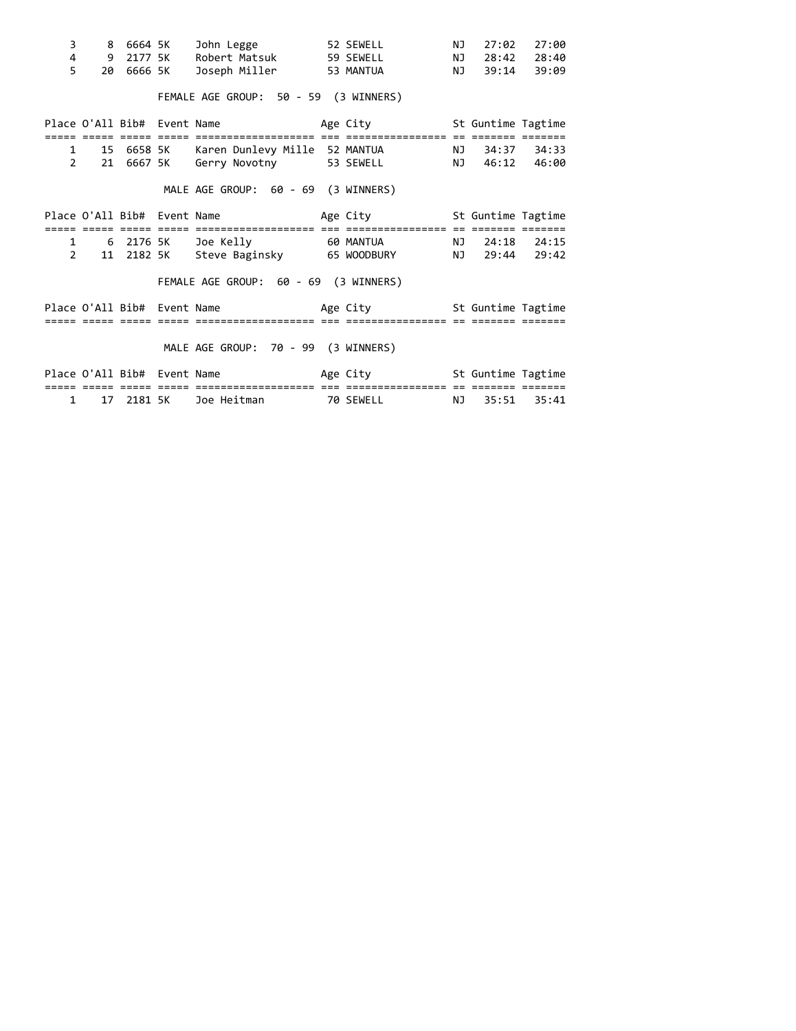| Place | O'All | Bib# | Event | Name | Age | City | St | Guntime | Tagtime |
|---|---|---|---|---|---|---|---|---|---|
| 3 | 8 | 6664 | 5K | John Legge | 52 | SEWELL | NJ | 27:02 | 27:00 |
| 4 | 9 | 2177 | 5K | Robert Matsuk | 59 | SEWELL | NJ | 28:42 | 28:40 |
| 5 | 20 | 6666 | 5K | Joseph Miller | 53 | MANTUA | NJ | 39:14 | 39:09 |

FEMALE AGE GROUP: 50 - 59 (3 WINNERS)

| Place | O'All | Bib# | Event | Name | Age | City | St | Guntime | Tagtime |
|---|---|---|---|---|---|---|---|---|---|
| 1 | 15 | 6658 | 5K | Karen Dunlevy Mille | 52 | MANTUA | NJ | 34:37 | 34:33 |
| 2 | 21 | 6667 | 5K | Gerry Novotny | 53 | SEWELL | NJ | 46:12 | 46:00 |

MALE AGE GROUP: 60 - 69 (3 WINNERS)

| Place | O'All | Bib# | Event | Name | Age | City | St | Guntime | Tagtime |
|---|---|---|---|---|---|---|---|---|---|
| 1 | 6 | 2176 | 5K | Joe Kelly | 60 | MANTUA | NJ | 24:18 | 24:15 |
| 2 | 11 | 2182 | 5K | Steve Baginsky | 65 | WOODBURY | NJ | 29:44 | 29:42 |

FEMALE AGE GROUP: 60 - 69 (3 WINNERS)

| Place | O'All | Bib# | Event | Name | Age | City | St | Guntime | Tagtime |
|---|---|---|---|---|---|---|---|---|---|

MALE AGE GROUP: 70 - 99 (3 WINNERS)

| Place | O'All | Bib# | Event | Name | Age | City | St | Guntime | Tagtime |
|---|---|---|---|---|---|---|---|---|---|
| 1 | 17 | 2181 | 5K | Joe Heitman | 70 | SEWELL | NJ | 35:51 | 35:41 |